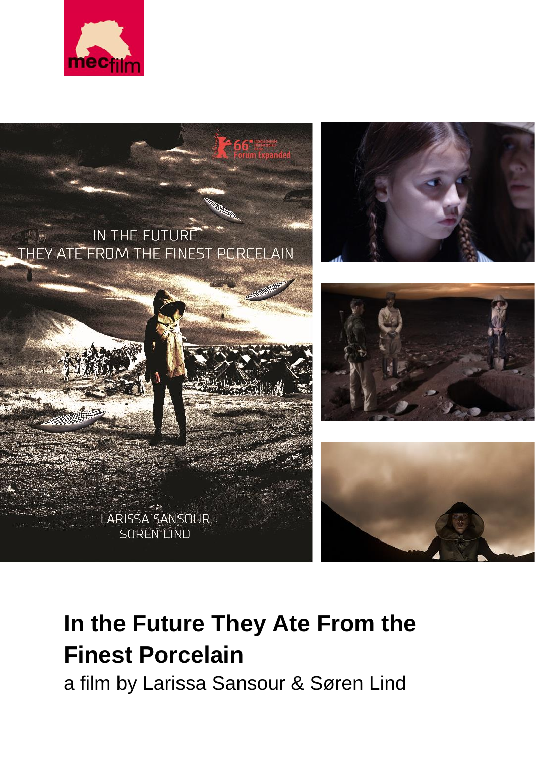# In the Future They Ate From the Finest Porcelain

a film by Larissa Sansour & Søren Lind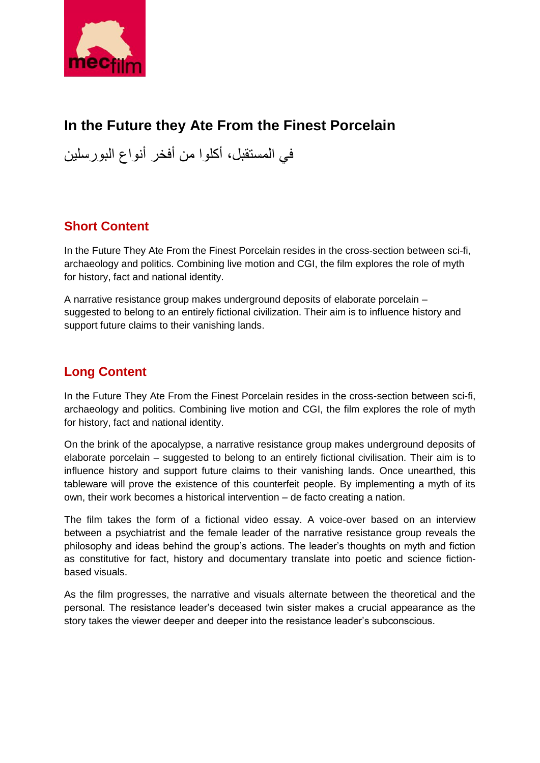# In the Future they Ate From the Finest Porcelain

في المستقبل، أكلوا من أفخر أنواع البورسلين

## Short Content

In the Future They Ate From the Finest Porcelain resides in the cross-section between sci-fi, archaeology and politics. Combining live motion and CGI, the film explores the role of myth for history, fact and national identity.

A narrative resistance group makes underground deposits of elaborate porcelain – suggested to belong to an entirely fictional civilization. Their aim is to influence history and support future claims to their vanishing lands.

## Long Content

In the Future They Ate From the Finest Porcelain resides in the cross-section between sci-fi, archaeology and politics. Combining live motion and CGI, the film explores the role of myth for history, fact and national identity.

On the brink of the apocalypse, a narrative resistance group makes underground deposits of elaborate porcelain – suggested to belong to an entirely fictional civilisation. Their aim is to influence history and support future claims to their vanishing lands. Once unearthed, this tableware will prove the existence of this counterfeit people. By implementing a myth of its own, their work becomes a historical intervention – de facto creating a nation.

The film takes the form of a fictional video essay. A voice-over based on an interview between a psychiatrist and the female leader of the narrative resistance group reveals the philosophy and ideas behind the group's actions. The leader's thoughts on myth and fiction as constitutive for fact, history and documentary translate into poetic and science fiction-based visuals.

As the film progresses, the narrative and visuals alternate between the theoretical and the personal. The resistance leader's deceased twin sister makes a crucial appearance as the story takes the viewer deeper and deeper into the resistance leader's subconscious.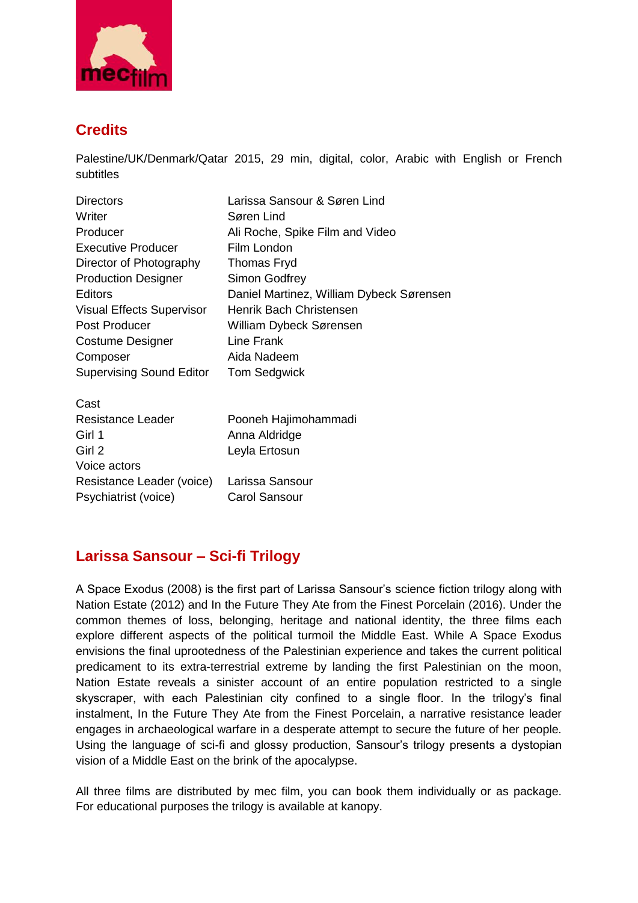## Credits

Palestine/UK/Denmark/Qatar 2015, 29 min, digital, color, Arabic with English or French subtitles

| | |
|---|---|
| Directors | Larissa Sansour & Søren Lind |
| Writer | Søren Lind |
| Producer | Ali Roche, Spike Film and Video |
| Executive Producer | Film London |
| Director of Photography | Thomas Fryd |
| Production Designer | Simon Godfrey |
| Editors | Daniel Martinez, William Dybeck Sørensen |
| Visual Effects Supervisor | Henrik Bach Christensen |
| Post Producer | William Dybeck Sørensen |
| Costume Designer | Line Frank |
| Composer | Aida Nadeem |
| Supervising Sound Editor | Tom Sedgwick |

| Cast | |
|---|---|
| Resistance Leader | Pooneh Hajimohammadi |
| Girl 1 | Anna Aldridge |
| Girl 2 | Leyla Ertosun |
| Voice actors | |
| Resistance Leader (voice) | Larissa Sansour |
| Psychiatrist (voice) | Carol Sansour |

## Larissa Sansour – Sci-fi Trilogy

A Space Exodus (2008) is the first part of Larissa Sansour's science fiction trilogy along with Nation Estate (2012) and In the Future They Ate from the Finest Porcelain (2016). Under the common themes of loss, belonging, heritage and national identity, the three films each explore different aspects of the political turmoil the Middle East. While A Space Exodus envisions the final uprootedness of the Palestinian experience and takes the current political predicament to its extra-terrestrial extreme by landing the first Palestinian on the moon, Nation Estate reveals a sinister account of an entire population restricted to a single skyscraper, with each Palestinian city confined to a single floor. In the trilogy's final instalment, In the Future They Ate from the Finest Porcelain, a narrative resistance leader engages in archaeological warfare in a desperate attempt to secure the future of her people. Using the language of sci-fi and glossy production, Sansour's trilogy presents a dystopian vision of a Middle East on the brink of the apocalypse.

All three films are distributed by mec film, you can book them individually or as package. For educational purposes the trilogy is available at kanopy.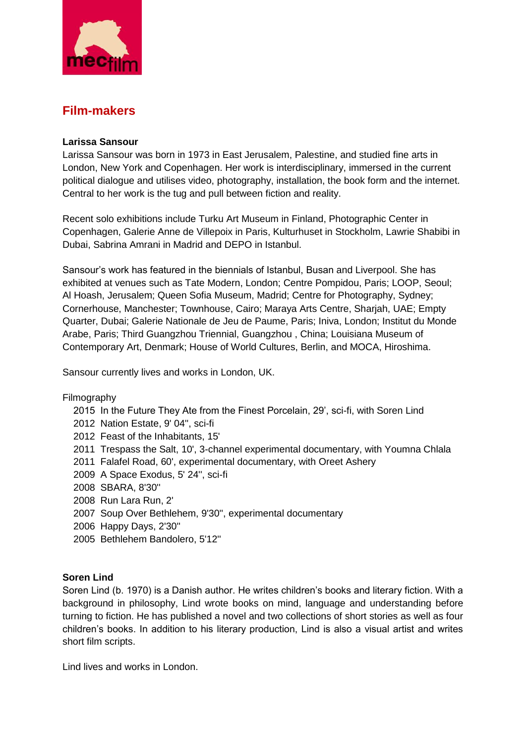## Film-makers

**Larissa Sansour**

Larissa Sansour was born in 1973 in East Jerusalem, Palestine, and studied fine arts in London, New York and Copenhagen. Her work is interdisciplinary, immersed in the current political dialogue and utilises video, photography, installation, the book form and the internet. Central to her work is the tug and pull between fiction and reality.

Recent solo exhibitions include Turku Art Museum in Finland, Photographic Center in Copenhagen, Galerie Anne de Villepoix in Paris, Kulturhuset in Stockholm, Lawrie Shabibi in Dubai, Sabrina Amrani in Madrid and DEPO in Istanbul.

Sansour's work has featured in the biennials of Istanbul, Busan and Liverpool. She has exhibited at venues such as Tate Modern, London; Centre Pompidou, Paris; LOOP, Seoul; Al Hoash, Jerusalem; Queen Sofia Museum, Madrid; Centre for Photography, Sydney; Cornerhouse, Manchester; Townhouse, Cairo; Maraya Arts Centre, Sharjah, UAE; Empty Quarter, Dubai; Galerie Nationale de Jeu de Paume, Paris; Iniva, London; Institut du Monde Arabe, Paris; Third Guangzhou Triennial, Guangzhou , China; Louisiana Museum of Contemporary Art, Denmark; House of World Cultures, Berlin, and MOCA, Hiroshima.

Sansour currently lives and works in London, UK.

Filmography

- 2015 In the Future They Ate from the Finest Porcelain, 29', sci-fi, with Soren Lind
- 2012 Nation Estate, 9' 04'', sci-fi
- 2012 Feast of the Inhabitants, 15'
- 2011 Trespass the Salt, 10', 3-channel experimental documentary, with Youmna Chlala
- 2011 Falafel Road, 60', experimental documentary, with Oreet Ashery
- 2009 A Space Exodus, 5' 24'', sci-fi
- 2008 SBARA, 8'30''
- 2008 Run Lara Run, 2'
- 2007 Soup Over Bethlehem, 9'30'', experimental documentary
- 2006 Happy Days, 2'30''
- 2005 Bethlehem Bandolero, 5'12''

**Soren Lind**

Soren Lind (b. 1970) is a Danish author. He writes children's books and literary fiction. With a background in philosophy, Lind wrote books on mind, language and understanding before turning to fiction. He has published a novel and two collections of short stories as well as four children's books. In addition to his literary production, Lind is also a visual artist and writes short film scripts.

Lind lives and works in London.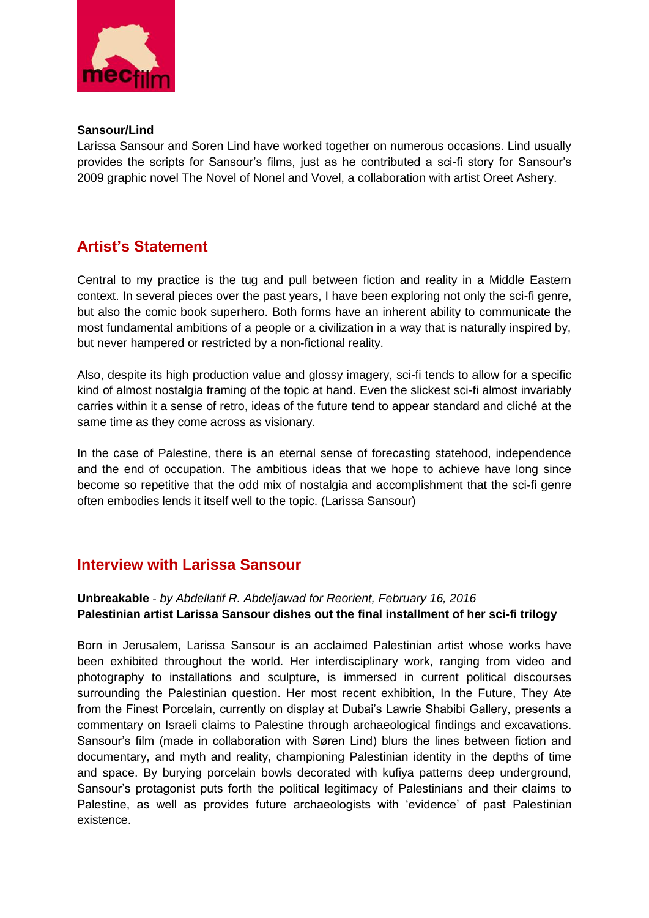**Sansour/Lind**

Larissa Sansour and Soren Lind have worked together on numerous occasions. Lind usually provides the scripts for Sansour's films, just as he contributed a sci-fi story for Sansour's 2009 graphic novel The Novel of Nonel and Vovel, a collaboration with artist Oreet Ashery.

## Artist's Statement

Central to my practice is the tug and pull between fiction and reality in a Middle Eastern context. In several pieces over the past years, I have been exploring not only the sci-fi genre, but also the comic book superhero. Both forms have an inherent ability to communicate the most fundamental ambitions of a people or a civilization in a way that is naturally inspired by, but never hampered or restricted by a non-fictional reality.

Also, despite its high production value and glossy imagery, sci-fi tends to allow for a specific kind of almost nostalgia framing of the topic at hand. Even the slickest sci-fi almost invariably carries within it a sense of retro, ideas of the future tend to appear standard and cliché at the same time as they come across as visionary.

In the case of Palestine, there is an eternal sense of forecasting statehood, independence and the end of occupation. The ambitious ideas that we hope to achieve have long since become so repetitive that the odd mix of nostalgia and accomplishment that the sci-fi genre often embodies lends it itself well to the topic. (Larissa Sansour)

## Interview with Larissa Sansour

**Unbreakable** - *by Abdellatif R. Abdeljawad for Reorient, February 16, 2016*
**Palestinian artist Larissa Sansour dishes out the final installment of her sci-fi trilogy**

Born in Jerusalem, Larissa Sansour is an acclaimed Palestinian artist whose works have been exhibited throughout the world. Her interdisciplinary work, ranging from video and photography to installations and sculpture, is immersed in current political discourses surrounding the Palestinian question. Her most recent exhibition, In the Future, They Ate from the Finest Porcelain, currently on display at Dubai's Lawrie Shabibi Gallery, presents a commentary on Israeli claims to Palestine through archaeological findings and excavations. Sansour's film (made in collaboration with Søren Lind) blurs the lines between fiction and documentary, and myth and reality, championing Palestinian identity in the depths of time and space. By burying porcelain bowls decorated with kufiya patterns deep underground, Sansour's protagonist puts forth the political legitimacy of Palestinians and their claims to Palestine, as well as provides future archaeologists with 'evidence' of past Palestinian existence.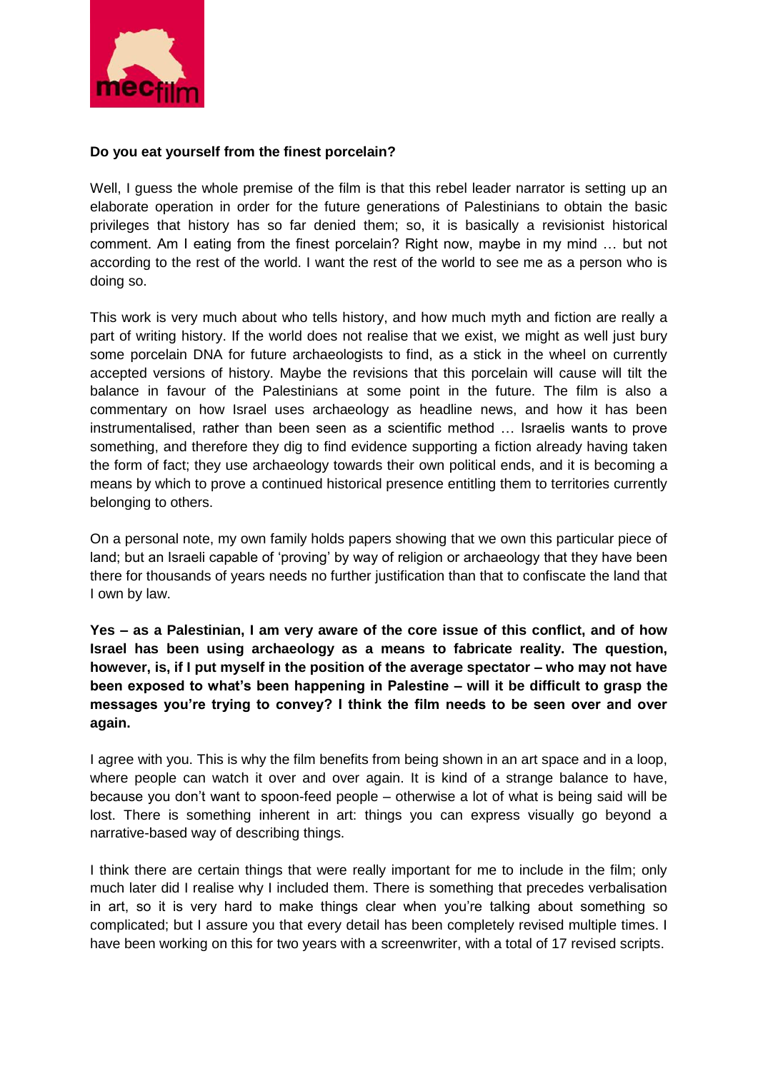**Do you eat yourself from the finest porcelain?**

Well, I guess the whole premise of the film is that this rebel leader narrator is setting up an elaborate operation in order for the future generations of Palestinians to obtain the basic privileges that history has so far denied them; so, it is basically a revisionist historical comment. Am I eating from the finest porcelain? Right now, maybe in my mind … but not according to the rest of the world. I want the rest of the world to see me as a person who is doing so.

This work is very much about who tells history, and how much myth and fiction are really a part of writing history. If the world does not realise that we exist, we might as well just bury some porcelain DNA for future archaeologists to find, as a stick in the wheel on currently accepted versions of history. Maybe the revisions that this porcelain will cause will tilt the balance in favour of the Palestinians at some point in the future. The film is also a commentary on how Israel uses archaeology as headline news, and how it has been instrumentalised, rather than been seen as a scientific method … Israelis wants to prove something, and therefore they dig to find evidence supporting a fiction already having taken the form of fact; they use archaeology towards their own political ends, and it is becoming a means by which to prove a continued historical presence entitling them to territories currently belonging to others.

On a personal note, my own family holds papers showing that we own this particular piece of land; but an Israeli capable of 'proving' by way of religion or archaeology that they have been there for thousands of years needs no further justification than that to confiscate the land that I own by law.

**Yes – as a Palestinian, I am very aware of the core issue of this conflict, and of how Israel has been using archaeology as a means to fabricate reality. The question, however, is, if I put myself in the position of the average spectator – who may not have been exposed to what's been happening in Palestine – will it be difficult to grasp the messages you're trying to convey? I think the film needs to be seen over and over again.**

I agree with you. This is why the film benefits from being shown in an art space and in a loop, where people can watch it over and over again. It is kind of a strange balance to have, because you don't want to spoon-feed people – otherwise a lot of what is being said will be lost. There is something inherent in art: things you can express visually go beyond a narrative-based way of describing things.

I think there are certain things that were really important for me to include in the film; only much later did I realise why I included them. There is something that precedes verbalisation in art, so it is very hard to make things clear when you're talking about something so complicated; but I assure you that every detail has been completely revised multiple times. I have been working on this for two years with a screenwriter, with a total of 17 revised scripts.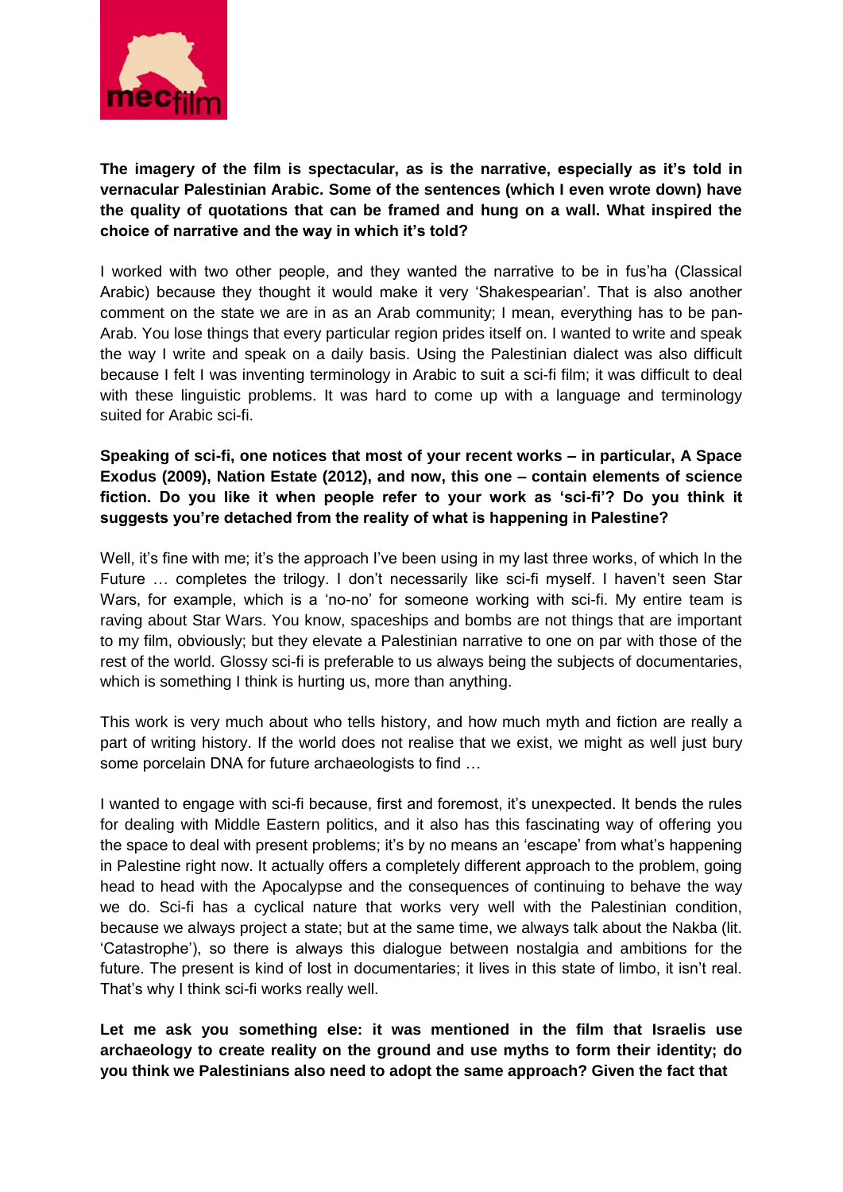**The imagery of the film is spectacular, as is the narrative, especially as it's told in vernacular Palestinian Arabic. Some of the sentences (which I even wrote down) have the quality of quotations that can be framed and hung on a wall. What inspired the choice of narrative and the way in which it's told?**

I worked with two other people, and they wanted the narrative to be in fus'ha (Classical Arabic) because they thought it would make it very 'Shakespearian'. That is also another comment on the state we are in as an Arab community; I mean, everything has to be pan-Arab. You lose things that every particular region prides itself on. I wanted to write and speak the way I write and speak on a daily basis. Using the Palestinian dialect was also difficult because I felt I was inventing terminology in Arabic to suit a sci-fi film; it was difficult to deal with these linguistic problems. It was hard to come up with a language and terminology suited for Arabic sci-fi.

**Speaking of sci-fi, one notices that most of your recent works – in particular, A Space Exodus (2009), Nation Estate (2012), and now, this one – contain elements of science fiction. Do you like it when people refer to your work as 'sci-fi'? Do you think it suggests you're detached from the reality of what is happening in Palestine?**

Well, it's fine with me; it's the approach I've been using in my last three works, of which In the Future … completes the trilogy. I don't necessarily like sci-fi myself. I haven't seen Star Wars, for example, which is a 'no-no' for someone working with sci-fi. My entire team is raving about Star Wars. You know, spaceships and bombs are not things that are important to my film, obviously; but they elevate a Palestinian narrative to one on par with those of the rest of the world. Glossy sci-fi is preferable to us always being the subjects of documentaries, which is something I think is hurting us, more than anything.

This work is very much about who tells history, and how much myth and fiction are really a part of writing history. If the world does not realise that we exist, we might as well just bury some porcelain DNA for future archaeologists to find …

I wanted to engage with sci-fi because, first and foremost, it's unexpected. It bends the rules for dealing with Middle Eastern politics, and it also has this fascinating way of offering you the space to deal with present problems; it's by no means an 'escape' from what's happening in Palestine right now. It actually offers a completely different approach to the problem, going head to head with the Apocalypse and the consequences of continuing to behave the way we do. Sci-fi has a cyclical nature that works very well with the Palestinian condition, because we always project a state; but at the same time, we always talk about the Nakba (lit. 'Catastrophe'), so there is always this dialogue between nostalgia and ambitions for the future. The present is kind of lost in documentaries; it lives in this state of limbo, it isn't real. That's why I think sci-fi works really well.

**Let me ask you something else: it was mentioned in the film that Israelis use archaeology to create reality on the ground and use myths to form their identity; do you think we Palestinians also need to adopt the same approach? Given the fact that**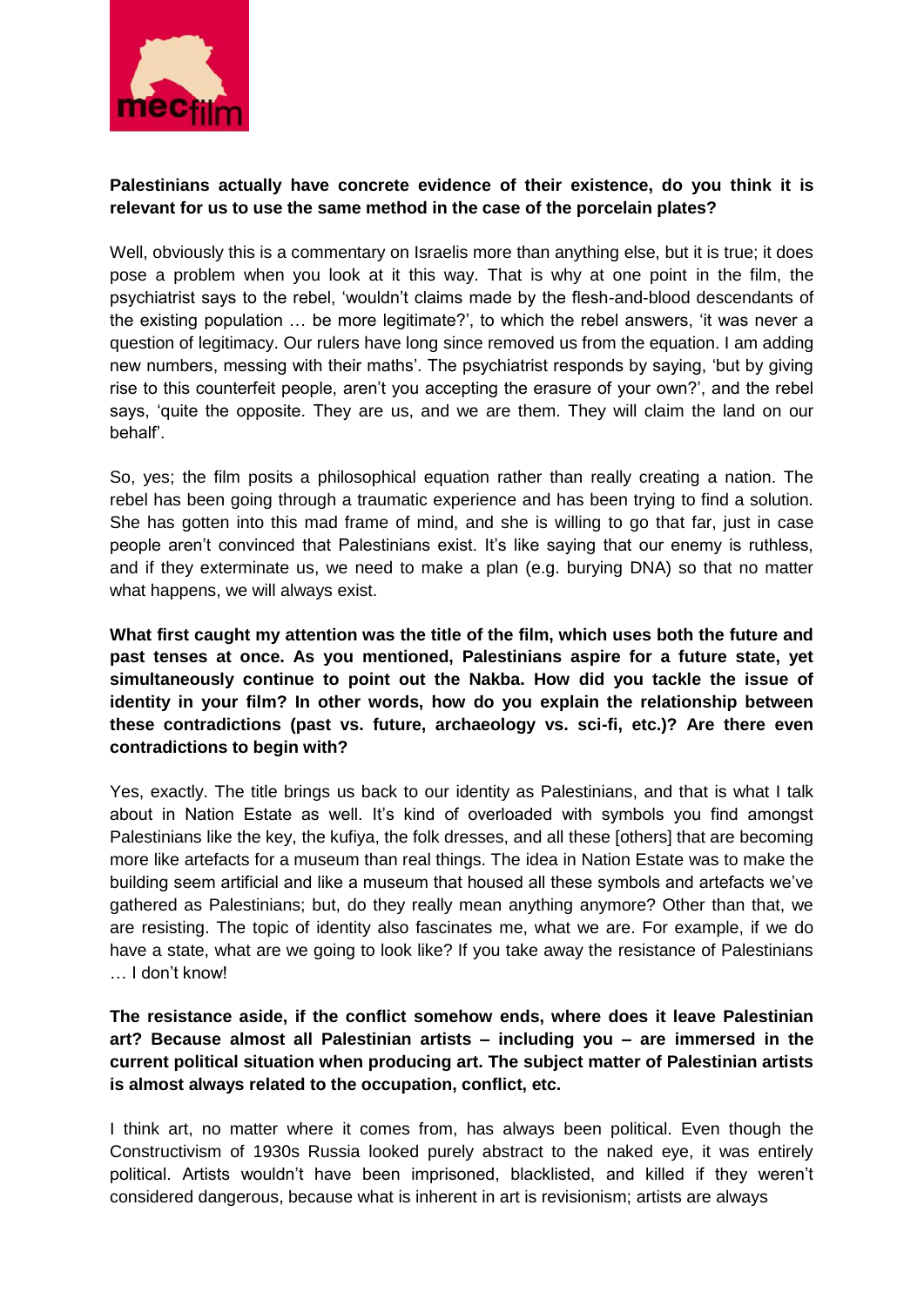**Palestinians actually have concrete evidence of their existence, do you think it is relevant for us to use the same method in the case of the porcelain plates?**

Well, obviously this is a commentary on Israelis more than anything else, but it is true; it does pose a problem when you look at it this way. That is why at one point in the film, the psychiatrist says to the rebel, 'wouldn't claims made by the flesh-and-blood descendants of the existing population … be more legitimate?', to which the rebel answers, 'it was never a question of legitimacy. Our rulers have long since removed us from the equation. I am adding new numbers, messing with their maths'. The psychiatrist responds by saying, 'but by giving rise to this counterfeit people, aren't you accepting the erasure of your own?', and the rebel says, 'quite the opposite. They are us, and we are them. They will claim the land on our behalf'.

So, yes; the film posits a philosophical equation rather than really creating a nation. The rebel has been going through a traumatic experience and has been trying to find a solution. She has gotten into this mad frame of mind, and she is willing to go that far, just in case people aren't convinced that Palestinians exist. It's like saying that our enemy is ruthless, and if they exterminate us, we need to make a plan (e.g. burying DNA) so that no matter what happens, we will always exist.

**What first caught my attention was the title of the film, which uses both the future and past tenses at once. As you mentioned, Palestinians aspire for a future state, yet simultaneously continue to point out the Nakba. How did you tackle the issue of identity in your film? In other words, how do you explain the relationship between these contradictions (past vs. future, archaeology vs. sci-fi, etc.)? Are there even contradictions to begin with?**

Yes, exactly. The title brings us back to our identity as Palestinians, and that is what I talk about in Nation Estate as well. It's kind of overloaded with symbols you find amongst Palestinians like the key, the kufiya, the folk dresses, and all these [others] that are becoming more like artefacts for a museum than real things. The idea in Nation Estate was to make the building seem artificial and like a museum that housed all these symbols and artefacts we've gathered as Palestinians; but, do they really mean anything anymore? Other than that, we are resisting. The topic of identity also fascinates me, what we are. For example, if we do have a state, what are we going to look like? If you take away the resistance of Palestinians … I don't know!

**The resistance aside, if the conflict somehow ends, where does it leave Palestinian art? Because almost all Palestinian artists – including you – are immersed in the current political situation when producing art. The subject matter of Palestinian artists is almost always related to the occupation, conflict, etc.**

I think art, no matter where it comes from, has always been political. Even though the Constructivism of 1930s Russia looked purely abstract to the naked eye, it was entirely political. Artists wouldn't have been imprisoned, blacklisted, and killed if they weren't considered dangerous, because what is inherent in art is revisionism; artists are always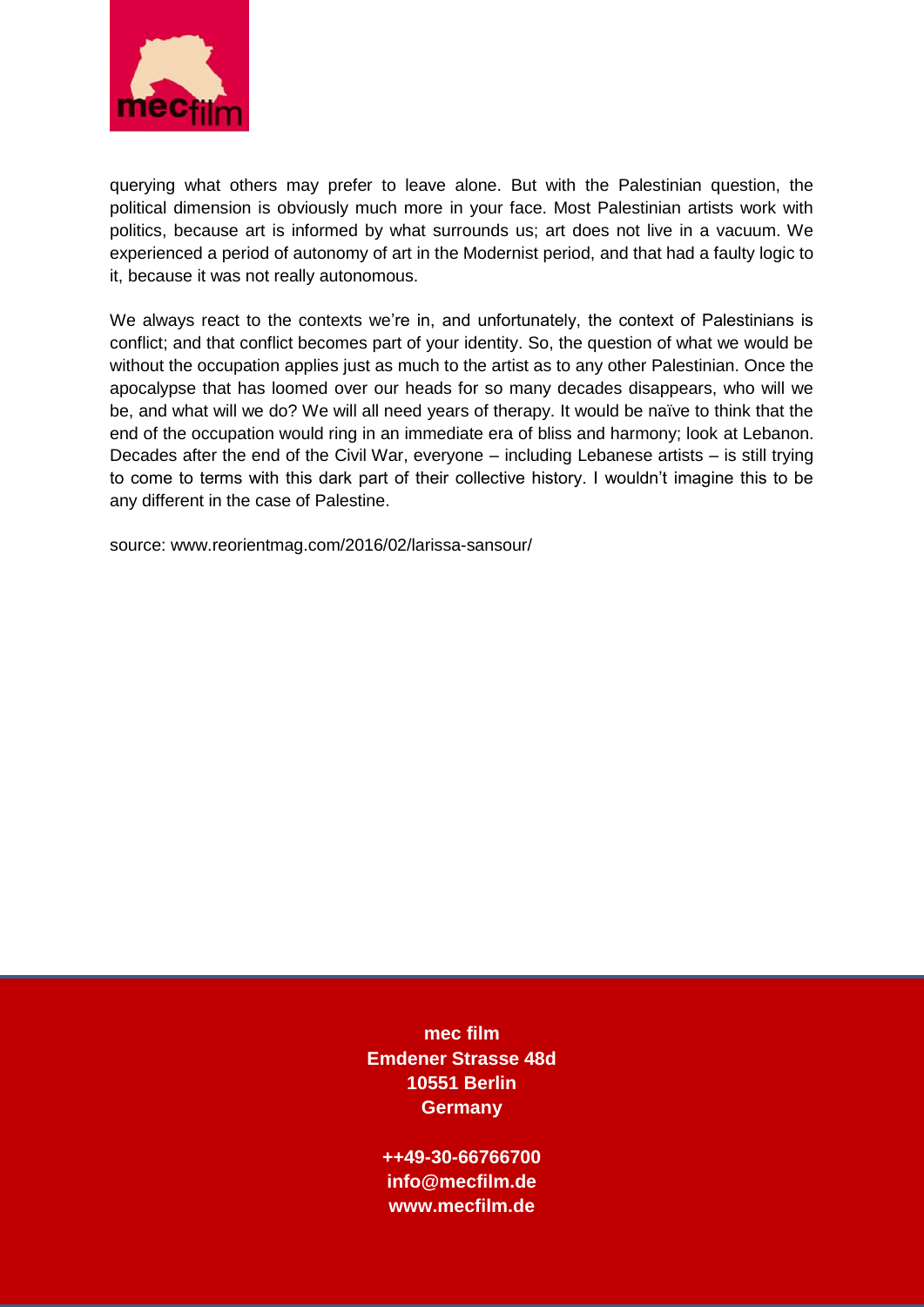querying what others may prefer to leave alone. But with the Palestinian question, the political dimension is obviously much more in your face. Most Palestinian artists work with politics, because art is informed by what surrounds us; art does not live in a vacuum. We experienced a period of autonomy of art in the Modernist period, and that had a faulty logic to it, because it was not really autonomous.

We always react to the contexts we're in, and unfortunately, the context of Palestinians is conflict; and that conflict becomes part of your identity. So, the question of what we would be without the occupation applies just as much to the artist as to any other Palestinian. Once the apocalypse that has loomed over our heads for so many decades disappears, who will we be, and what will we do? We will all need years of therapy. It would be naïve to think that the end of the occupation would ring in an immediate era of bliss and harmony; look at Lebanon. Decades after the end of the Civil War, everyone – including Lebanese artists – is still trying to come to terms with this dark part of their collective history. I wouldn't imagine this to be any different in the case of Palestine.

source: www.reorientmag.com/2016/02/larissa-sansour/

**mec film**
**Emdener Strasse 48d**
**10551 Berlin**
**Germany**

**++49-30-66766700**
**info@mecfilm.de**
**www.mecfilm.de**